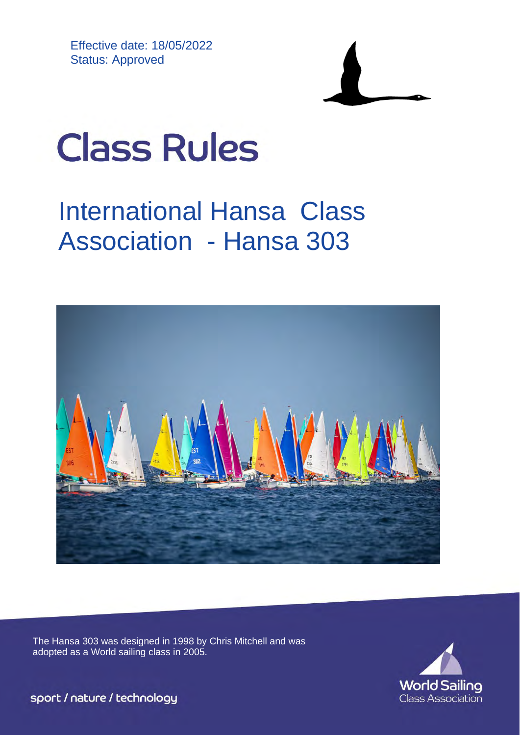Effective date: 18/05/2022
Status: Approved

# Class Rules

## International Hansa Class Association - Hansa 303

The Hansa 303 was designed in 1998 by Chris Mitchell and was adopted as a World sailing class in 2005.

sport / nature / technology

World Sailing
Class Association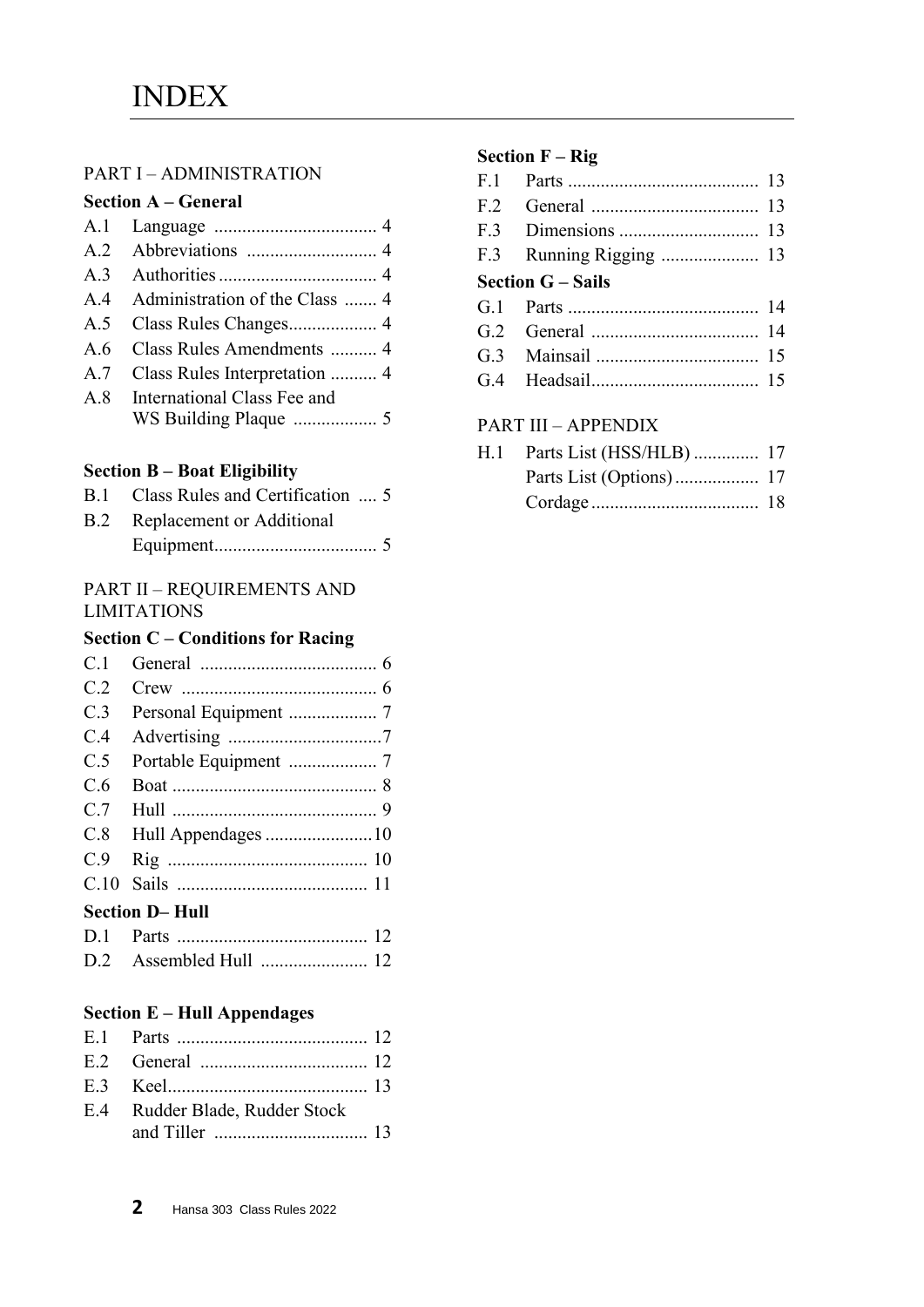# INDEX

PART I – ADMINISTRATION

**Section A – General**

| | | |
|---|---|---|
| A.1 | Language | 4 |
| A.2 | Abbreviations | 4 |
| A.3 | Authorities | 4 |
| A.4 | Administration of the Class | 4 |
| A.5 | Class Rules Changes | 4 |
| A.6 | Class Rules Amendments | 4 |
| A.7 | Class Rules Interpretation | 4 |
| A.8 | International Class Fee and WS Building Plaque | 5 |

**Section B – Boat Eligibility**

| | | |
|---|---|---|
| B.1 | Class Rules and Certification | 5 |
| B.2 | Replacement or Additional Equipment | 5 |

PART II – REQUIREMENTS AND LIMITATIONS

**Section C – Conditions for Racing**

| | | |
|---|---|---|
| C.1 | General | 6 |
| C.2 | Crew | 6 |
| C.3 | Personal Equipment | 7 |
| C.4 | Advertising | 7 |
| C.5 | Portable Equipment | 7 |
| C.6 | Boat | 8 |
| C.7 | Hull | 9 |
| C.8 | Hull Appendages | 10 |
| C.9 | Rig | 10 |
| C.10 | Sails | 11 |

**Section D– Hull**

| | | |
|---|---|---|
| D.1 | Parts | 12 |
| D.2 | Assembled Hull | 12 |

**Section E – Hull Appendages**

| | | |
|---|---|---|
| E.1 | Parts | 12 |
| E.2 | General | 12 |
| E.3 | Keel | 13 |
| E.4 | Rudder Blade, Rudder Stock and Tiller | 13 |

**Section F – Rig**

| | | |
|---|---|---|
| F.1 | Parts | 13 |
| F.2 | General | 13 |
| F.3 | Dimensions | 13 |
| F.3 | Running Rigging | 13 |

**Section G – Sails**

| | | |
|---|---|---|
| G.1 | Parts | 14 |
| G.2 | General | 14 |
| G.3 | Mainsail | 15 |
| G.4 | Headsail | 15 |

PART III – APPENDIX

| | | |
|---|---|---|
| H.1 | Parts List (HSS/HLB) | 17 |
| | Parts List (Options) | 17 |
| | Cordage | 18 |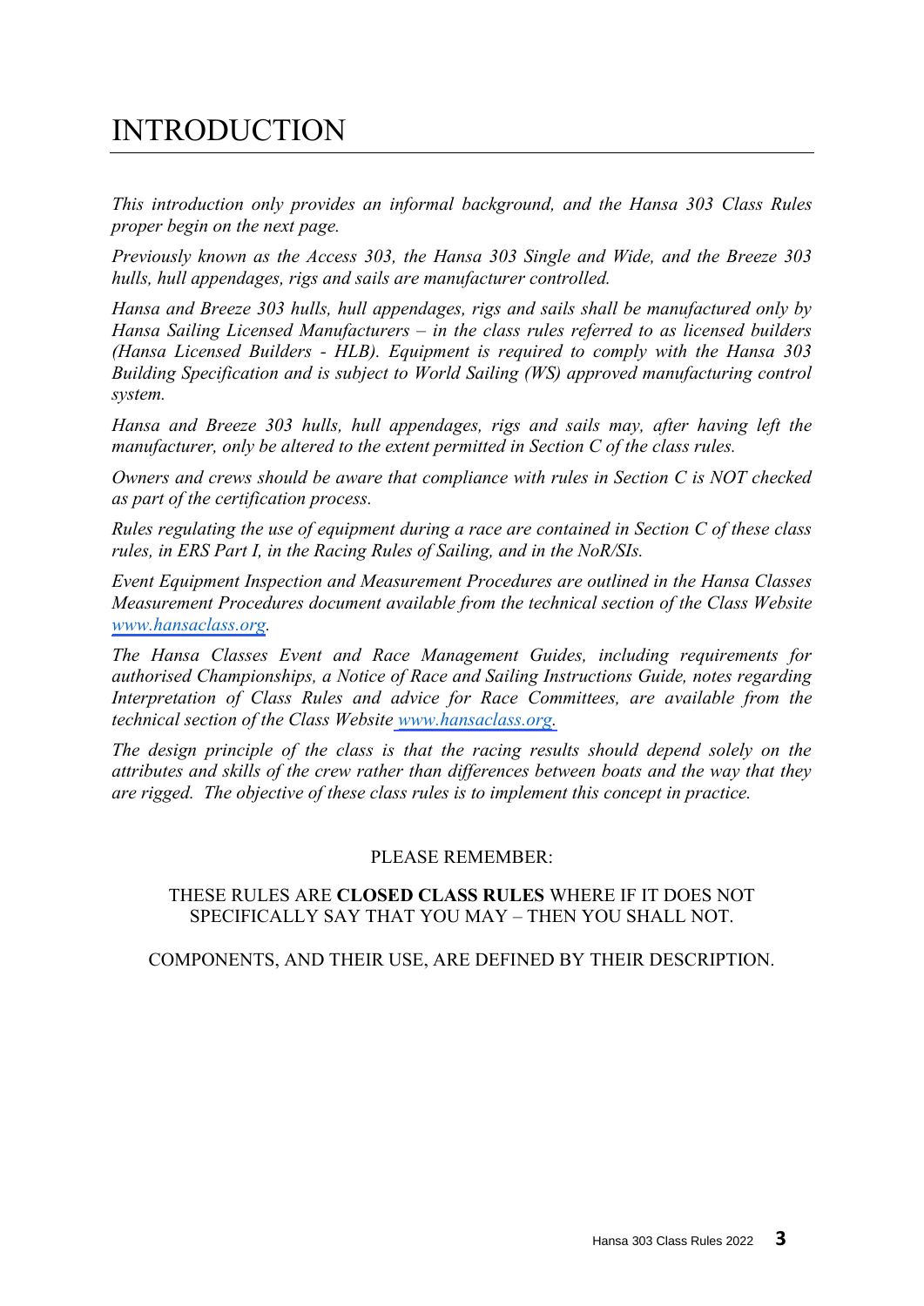# INTRODUCTION

*This introduction only provides an informal background, and the Hansa 303 Class Rules proper begin on the next page.*

*Previously known as the Access 303, the Hansa 303 Single and Wide, and the Breeze 303 hulls, hull appendages, rigs and sails are manufacturer controlled.*

*Hansa and Breeze 303 hulls, hull appendages, rigs and sails shall be manufactured only by Hansa Sailing Licensed Manufacturers – in the class rules referred to as licensed builders (Hansa Licensed Builders - HLB). Equipment is required to comply with the Hansa 303 Building Specification and is subject to World Sailing (WS) approved manufacturing control system.*

*Hansa and Breeze 303 hulls, hull appendages, rigs and sails may, after having left the manufacturer, only be altered to the extent permitted in Section C of the class rules.*

*Owners and crews should be aware that compliance with rules in Section C is NOT checked as part of the certification process.*

*Rules regulating the use of equipment during a race are contained in Section C of these class rules, in ERS Part I, in the Racing Rules of Sailing, and in the NoR/SIs.*

*Event Equipment Inspection and Measurement Procedures are outlined in the Hansa Classes Measurement Procedures document available from the technical section of the Class Website [www.hansaclass.org](http://www.hansaclass.org).*

*The Hansa Classes Event and Race Management Guides, including requirements for authorised Championships, a Notice of Race and Sailing Instructions Guide, notes regarding Interpretation of Class Rules and advice for Race Committees, are available from the technical section of the Class Website [www.hansaclass.org](http://www.hansaclass.org).*

*The design principle of the class is that the racing results should depend solely on the attributes and skills of the crew rather than differences between boats and the way that they are rigged. The objective of these class rules is to implement this concept in practice.*

PLEASE REMEMBER:

THESE RULES ARE **CLOSED CLASS RULES** WHERE IF IT DOES NOT SPECIFICALLY SAY THAT YOU MAY – THEN YOU SHALL NOT.

COMPONENTS, AND THEIR USE, ARE DEFINED BY THEIR DESCRIPTION.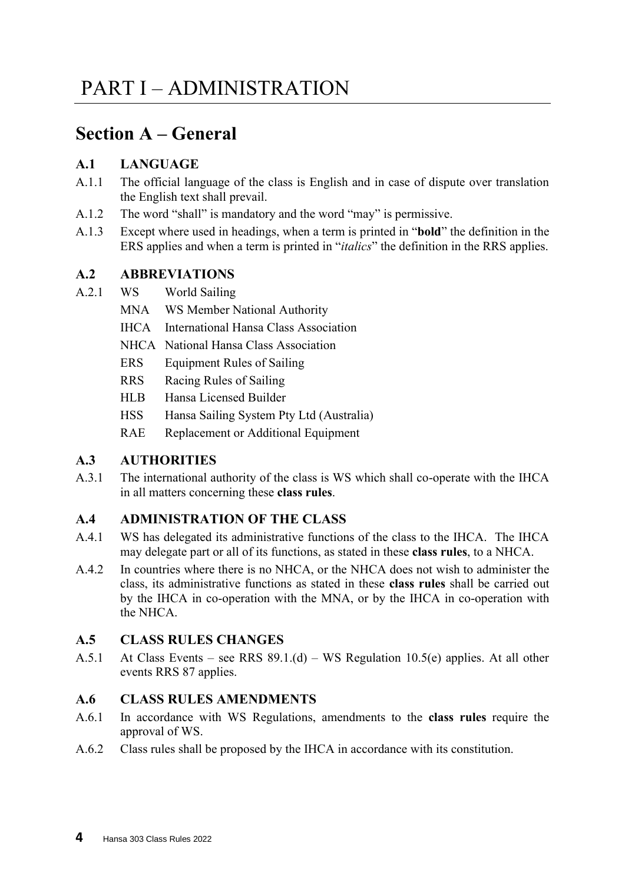# PART I – ADMINISTRATION

## Section A – General

### A.1 LANGUAGE

A.1.1 The official language of the class is English and in case of dispute over translation the English text shall prevail.

A.1.2 The word "shall" is mandatory and the word "may" is permissive.

A.1.3 Except where used in headings, when a term is printed in "**bold**" the definition in the ERS applies and when a term is printed in "*italics*" the definition in the RRS applies.

### A.2 ABBREVIATIONS

A.2.1
- WS World Sailing
- MNA WS Member National Authority
- IHCA International Hansa Class Association
- NHCA National Hansa Class Association
- ERS Equipment Rules of Sailing
- RRS Racing Rules of Sailing
- HLB Hansa Licensed Builder
- HSS Hansa Sailing System Pty Ltd (Australia)
- RAE Replacement or Additional Equipment

### A.3 AUTHORITIES

A.3.1 The international authority of the class is WS which shall co-operate with the IHCA in all matters concerning these **class rules**.

### A.4 ADMINISTRATION OF THE CLASS

A.4.1 WS has delegated its administrative functions of the class to the IHCA. The IHCA may delegate part or all of its functions, as stated in these **class rules**, to a NHCA.

A.4.2 In countries where there is no NHCA, or the NHCA does not wish to administer the class, its administrative functions as stated in these **class rules** shall be carried out by the IHCA in co-operation with the MNA, or by the IHCA in co-operation with the NHCA.

### A.5 CLASS RULES CHANGES

A.5.1 At Class Events – see RRS 89.1.(d) – WS Regulation 10.5(e) applies. At all other events RRS 87 applies.

### A.6 CLASS RULES AMENDMENTS

A.6.1 In accordance with WS Regulations, amendments to the **class rules** require the approval of WS.

A.6.2 Class rules shall be proposed by the IHCA in accordance with its constitution.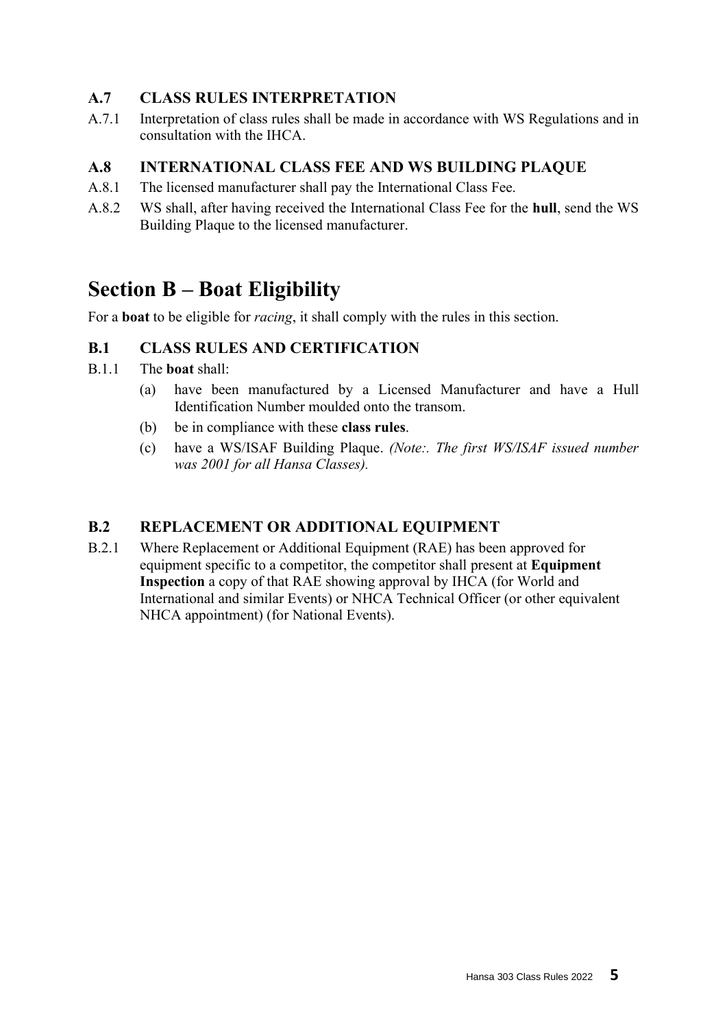### A.7 CLASS RULES INTERPRETATION

A.7.1 Interpretation of class rules shall be made in accordance with WS Regulations and in consultation with the IHCA.

### A.8 INTERNATIONAL CLASS FEE AND WS BUILDING PLAQUE

A.8.1 The licensed manufacturer shall pay the International Class Fee.

A.8.2 WS shall, after having received the International Class Fee for the **hull**, send the WS Building Plaque to the licensed manufacturer.

## Section B – Boat Eligibility

For a **boat** to be eligible for *racing*, it shall comply with the rules in this section.

### B.1 CLASS RULES AND CERTIFICATION

B.1.1 The **boat** shall:

(a) have been manufactured by a Licensed Manufacturer and have a Hull Identification Number moulded onto the transom.

(b) be in compliance with these **class rules**.

(c) have a WS/ISAF Building Plaque. *(Note:. The first WS/ISAF issued number was 2001 for all Hansa Classes).*

### B.2 REPLACEMENT OR ADDITIONAL EQUIPMENT

B.2.1 Where Replacement or Additional Equipment (RAE) has been approved for equipment specific to a competitor, the competitor shall present at **Equipment Inspection** a copy of that RAE showing approval by IHCA (for World and International and similar Events) or NHCA Technical Officer (or other equivalent NHCA appointment) (for National Events).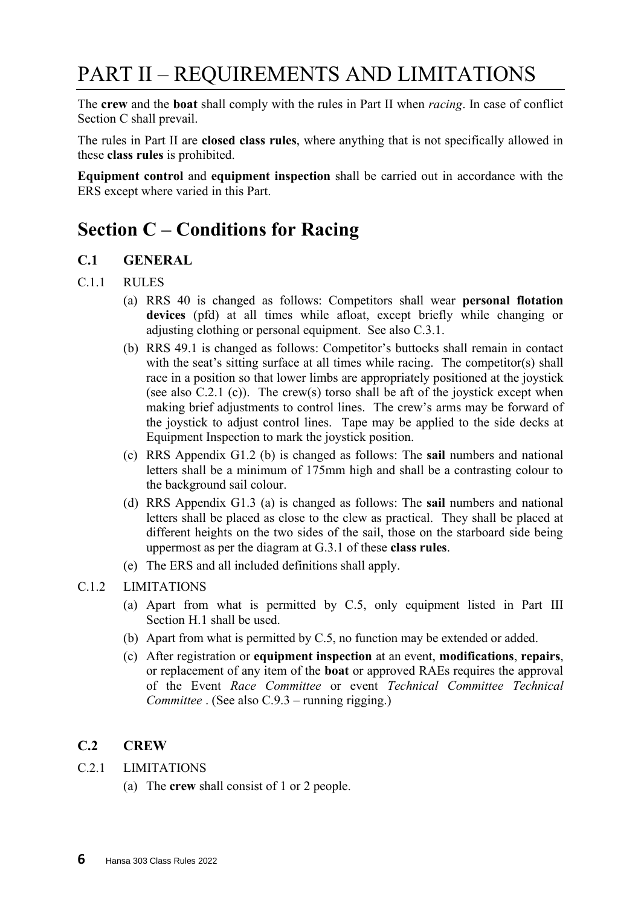# PART II – REQUIREMENTS AND LIMITATIONS

The **crew** and the **boat** shall comply with the rules in Part II when *racing*. In case of conflict Section C shall prevail.

The rules in Part II are **closed class rules**, where anything that is not specifically allowed in these **class rules** is prohibited.

**Equipment control** and **equipment inspection** shall be carried out in accordance with the ERS except where varied in this Part.

## Section C – Conditions for Racing

### C.1 GENERAL

C.1.1 RULES

(a) RRS 40 is changed as follows: Competitors shall wear **personal flotation devices** (pfd) at all times while afloat, except briefly while changing or adjusting clothing or personal equipment. See also C.3.1.

(b) RRS 49.1 is changed as follows: Competitor's buttocks shall remain in contact with the seat's sitting surface at all times while racing. The competitor(s) shall race in a position so that lower limbs are appropriately positioned at the joystick (see also C.2.1 (c)). The crew(s) torso shall be aft of the joystick except when making brief adjustments to control lines. The crew's arms may be forward of the joystick to adjust control lines. Tape may be applied to the side decks at Equipment Inspection to mark the joystick position.

(c) RRS Appendix G1.2 (b) is changed as follows: The **sail** numbers and national letters shall be a minimum of 175mm high and shall be a contrasting colour to the background sail colour.

(d) RRS Appendix G1.3 (a) is changed as follows: The **sail** numbers and national letters shall be placed as close to the clew as practical. They shall be placed at different heights on the two sides of the sail, those on the starboard side being uppermost as per the diagram at G.3.1 of these **class rules**.

(e) The ERS and all included definitions shall apply.

C.1.2 LIMITATIONS

(a) Apart from what is permitted by C.5, only equipment listed in Part III Section H.1 shall be used.

(b) Apart from what is permitted by C.5, no function may be extended or added.

(c) After registration or **equipment inspection** at an event, **modifications**, **repairs**, or replacement of any item of the **boat** or approved RAEs requires the approval of the Event *Race Committee* or event *Technical Committee Technical Committee* . (See also C.9.3 – running rigging.)

### C.2 CREW

C.2.1 LIMITATIONS

(a) The **crew** shall consist of 1 or 2 people.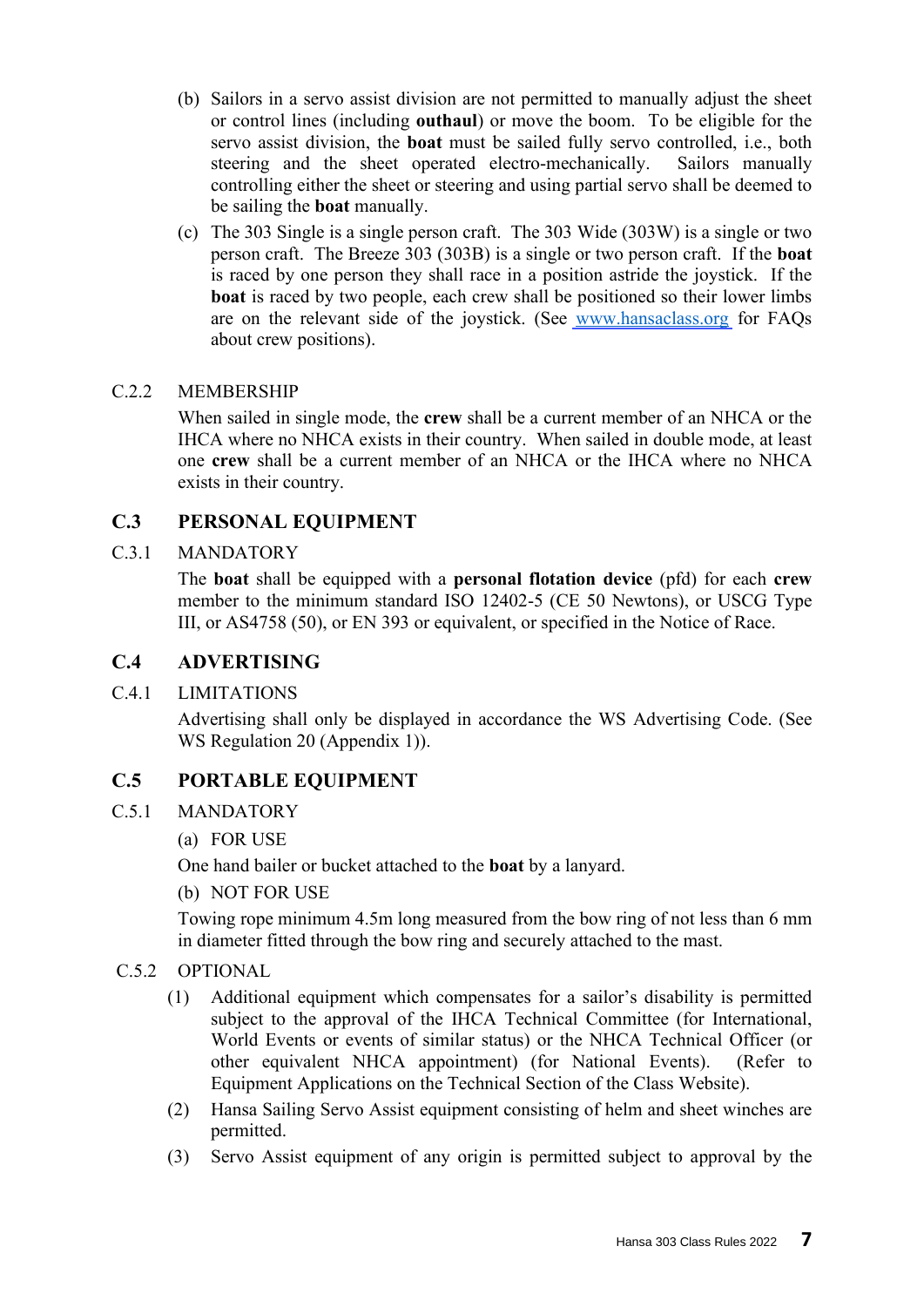(b) Sailors in a servo assist division are not permitted to manually adjust the sheet or control lines (including **outhaul**) or move the boom. To be eligible for the servo assist division, the **boat** must be sailed fully servo controlled, i.e., both steering and the sheet operated electro-mechanically. Sailors manually controlling either the sheet or steering and using partial servo shall be deemed to be sailing the **boat** manually.

(c) The 303 Single is a single person craft. The 303 Wide (303W) is a single or two person craft. The Breeze 303 (303B) is a single or two person craft. If the **boat** is raced by one person they shall race in a position astride the joystick. If the **boat** is raced by two people, each crew shall be positioned so their lower limbs are on the relevant side of the joystick. (See www.hansaclass.org for FAQs about crew positions).

C.2.2 MEMBERSHIP

When sailed in single mode, the **crew** shall be a current member of an NHCA or the IHCA where no NHCA exists in their country. When sailed in double mode, at least one **crew** shall be a current member of an NHCA or the IHCA where no NHCA exists in their country.

## C.3 PERSONAL EQUIPMENT

C.3.1 MANDATORY

The **boat** shall be equipped with a **personal flotation device** (pfd) for each **crew** member to the minimum standard ISO 12402-5 (CE 50 Newtons), or USCG Type III, or AS4758 (50), or EN 393 or equivalent, or specified in the Notice of Race.

## C.4 ADVERTISING

C.4.1 LIMITATIONS

Advertising shall only be displayed in accordance the WS Advertising Code. (See WS Regulation 20 (Appendix 1)).

## C.5 PORTABLE EQUIPMENT

C.5.1 MANDATORY

(a) FOR USE

One hand bailer or bucket attached to the **boat** by a lanyard.

(b) NOT FOR USE

Towing rope minimum 4.5m long measured from the bow ring of not less than 6 mm in diameter fitted through the bow ring and securely attached to the mast.

C.5.2 OPTIONAL

(1) Additional equipment which compensates for a sailor's disability is permitted subject to the approval of the IHCA Technical Committee (for International, World Events or events of similar status) or the NHCA Technical Officer (or other equivalent NHCA appointment) (for National Events). (Refer to Equipment Applications on the Technical Section of the Class Website).

(2) Hansa Sailing Servo Assist equipment consisting of helm and sheet winches are permitted.

(3) Servo Assist equipment of any origin is permitted subject to approval by the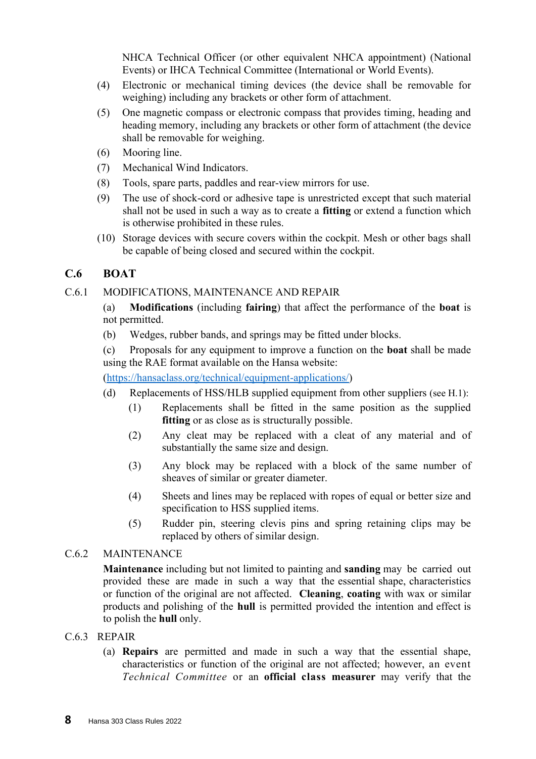NHCA Technical Officer (or other equivalent NHCA appointment) (National Events) or IHCA Technical Committee (International or World Events).

(4) Electronic or mechanical timing devices (the device shall be removable for weighing) including any brackets or other form of attachment.

(5) One magnetic compass or electronic compass that provides timing, heading and heading memory, including any brackets or other form of attachment (the device shall be removable for weighing.

(6) Mooring line.

(7) Mechanical Wind Indicators.

(8) Tools, spare parts, paddles and rear-view mirrors for use.

(9) The use of shock-cord or adhesive tape is unrestricted except that such material shall not be used in such a way as to create a **fitting** or extend a function which is otherwise prohibited in these rules.

(10) Storage devices with secure covers within the cockpit. Mesh or other bags shall be capable of being closed and secured within the cockpit.

## C.6 BOAT

### C.6.1 MODIFICATIONS, MAINTENANCE AND REPAIR

(a) **Modifications** (including **fairing**) that affect the performance of the **boat** is not permitted.

(b) Wedges, rubber bands, and springs may be fitted under blocks.

(c) Proposals for any equipment to improve a function on the **boat** shall be made using the RAE format available on the Hansa website:

([https://hansaclass.org/technical/equipment-applications/](https://hansaclass.org/technical/equipment-applications/))

(d) Replacements of HSS/HLB supplied equipment from other suppliers (see H.1):

(1) Replacements shall be fitted in the same position as the supplied **fitting** or as close as is structurally possible.

(2) Any cleat may be replaced with a cleat of any material and of substantially the same size and design.

(3) Any block may be replaced with a block of the same number of sheaves of similar or greater diameter.

(4) Sheets and lines may be replaced with ropes of equal or better size and specification to HSS supplied items.

(5) Rudder pin, steering clevis pins and spring retaining clips may be replaced by others of similar design.

### C.6.2 MAINTENANCE

**Maintenance** including but not limited to painting and **sanding** may be carried out provided these are made in such a way that the essential shape, characteristics or function of the original are not affected. **Cleaning**, **coating** with wax or similar products and polishing of the **hull** is permitted provided the intention and effect is to polish the **hull** only.

### C.6.3 REPAIR

(a) **Repairs** are permitted and made in such a way that the essential shape, characteristics or function of the original are not affected; however, an event *Technical Committee* or an **official class measurer** may verify that the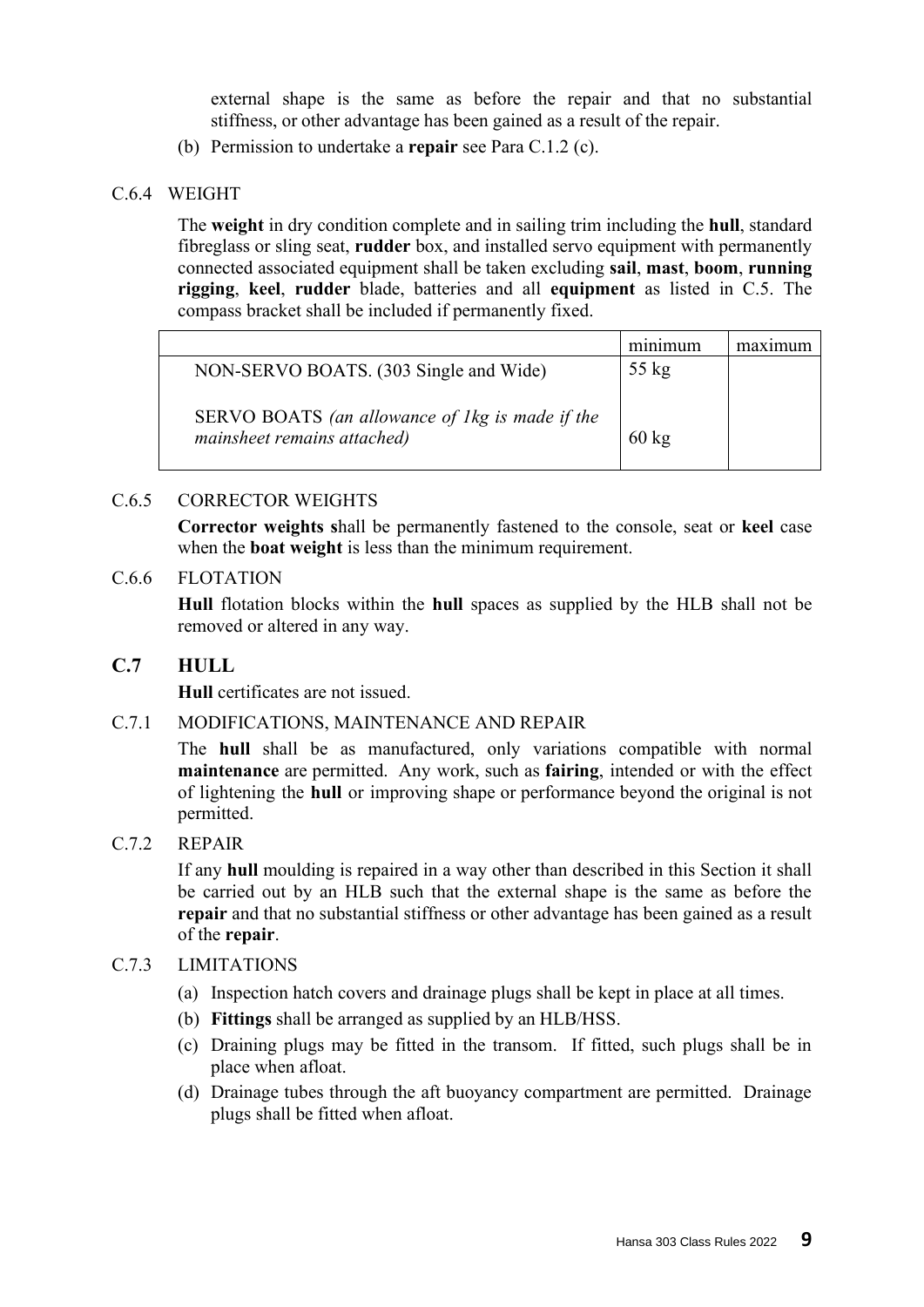external shape is the same as before the repair and that no substantial stiffness, or other advantage has been gained as a result of the repair.

(b) Permission to undertake a **repair** see Para C.1.2 (c).

C.6.4 WEIGHT

The **weight** in dry condition complete and in sailing trim including the **hull**, standard fibreglass or sling seat, **rudder** box, and installed servo equipment with permanently connected associated equipment shall be taken excluding **sail**, **mast**, **boom**, **running rigging**, **keel**, **rudder** blade, batteries and all **equipment** as listed in C.5. The compass bracket shall be included if permanently fixed.

| | minimum | maximum |
|---|---|---|
| NON-SERVO BOATS. (303 Single and Wide) | 55 kg | |
| SERVO BOATS *(an allowance of 1kg is made if the mainsheet remains attached)* | 60 kg | |

C.6.5 CORRECTOR WEIGHTS

**Corrector weights s**hall be permanently fastened to the console, seat or **keel** case when the **boat weight** is less than the minimum requirement.

C.6.6 FLOTATION

**Hull** flotation blocks within the **hull** spaces as supplied by the HLB shall not be removed or altered in any way.

## C.7 HULL

**Hull** certificates are not issued.

C.7.1 MODIFICATIONS, MAINTENANCE AND REPAIR

The **hull** shall be as manufactured, only variations compatible with normal **maintenance** are permitted. Any work, such as **fairing**, intended or with the effect of lightening the **hull** or improving shape or performance beyond the original is not permitted.

C.7.2 REPAIR

If any **hull** moulding is repaired in a way other than described in this Section it shall be carried out by an HLB such that the external shape is the same as before the **repair** and that no substantial stiffness or other advantage has been gained as a result of the **repair**.

C.7.3 LIMITATIONS

(a) Inspection hatch covers and drainage plugs shall be kept in place at all times.

(b) **Fittings** shall be arranged as supplied by an HLB/HSS.

(c) Draining plugs may be fitted in the transom. If fitted, such plugs shall be in place when afloat.

(d) Drainage tubes through the aft buoyancy compartment are permitted. Drainage plugs shall be fitted when afloat.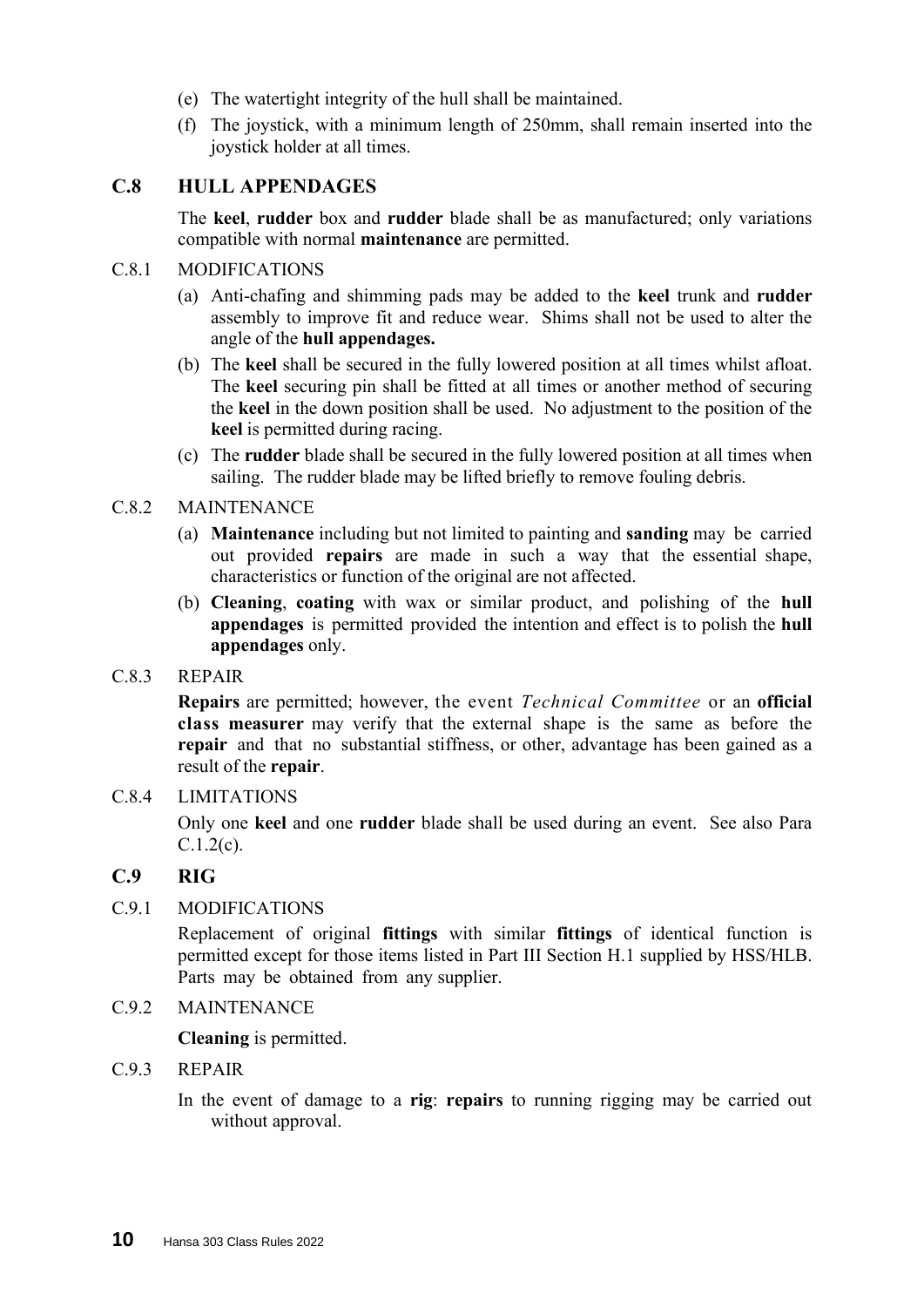(e) The watertight integrity of the hull shall be maintained.

(f) The joystick, with a minimum length of 250mm, shall remain inserted into the joystick holder at all times.

## C.8 HULL APPENDAGES

The **keel**, **rudder** box and **rudder** blade shall be as manufactured; only variations compatible with normal **maintenance** are permitted.

### C.8.1 MODIFICATIONS

(a) Anti-chafing and shimming pads may be added to the **keel** trunk and **rudder** assembly to improve fit and reduce wear. Shims shall not be used to alter the angle of the **hull appendages.**

(b) The **keel** shall be secured in the fully lowered position at all times whilst afloat. The **keel** securing pin shall be fitted at all times or another method of securing the **keel** in the down position shall be used. No adjustment to the position of the **keel** is permitted during racing.

(c) The **rudder** blade shall be secured in the fully lowered position at all times when sailing. The rudder blade may be lifted briefly to remove fouling debris.

### C.8.2 MAINTENANCE

(a) **Maintenance** including but not limited to painting and **sanding** may be carried out provided **repairs** are made in such a way that the essential shape, characteristics or function of the original are not affected.

(b) **Cleaning**, **coating** with wax or similar product, and polishing of the **hull appendages** is permitted provided the intention and effect is to polish the **hull appendages** only.

### C.8.3 REPAIR

**Repairs** are permitted; however, the event *Technical Committee* or an **official class measurer** may verify that the external shape is the same as before the **repair** and that no substantial stiffness, or other, advantage has been gained as a result of the **repair**.

### C.8.4 LIMITATIONS

Only one **keel** and one **rudder** blade shall be used during an event. See also Para C.1.2(c).

## C.9 RIG

### C.9.1 MODIFICATIONS

Replacement of original **fittings** with similar **fittings** of identical function is permitted except for those items listed in Part III Section H.1 supplied by HSS/HLB. Parts may be obtained from any supplier.

### C.9.2 MAINTENANCE

**Cleaning** is permitted.

### C.9.3 REPAIR

In the event of damage to a **rig**: **repairs** to running rigging may be carried out without approval.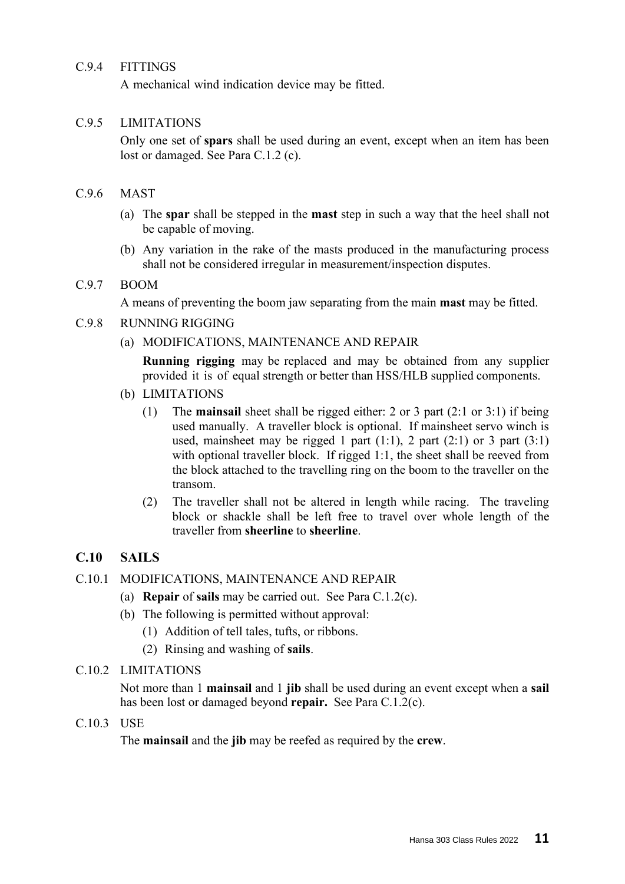C.9.4 FITTINGS

A mechanical wind indication device may be fitted.

C.9.5 LIMITATIONS

Only one set of **spars** shall be used during an event, except when an item has been lost or damaged. See Para C.1.2 (c).

C.9.6 MAST

(a) The **spar** shall be stepped in the **mast** step in such a way that the heel shall not be capable of moving.

(b) Any variation in the rake of the masts produced in the manufacturing process shall not be considered irregular in measurement/inspection disputes.

C.9.7 BOOM

A means of preventing the boom jaw separating from the main **mast** may be fitted.

C.9.8 RUNNING RIGGING

(a) MODIFICATIONS, MAINTENANCE AND REPAIR

**Running rigging** may be replaced and may be obtained from any supplier provided it is of equal strength or better than HSS/HLB supplied components.

(b) LIMITATIONS

(1) The **mainsail** sheet shall be rigged either: 2 or 3 part (2:1 or 3:1) if being used manually. A traveller block is optional. If mainsheet servo winch is used, mainsheet may be rigged 1 part (1:1), 2 part (2:1) or 3 part (3:1) with optional traveller block. If rigged 1:1, the sheet shall be reeved from the block attached to the travelling ring on the boom to the traveller on the transom.

(2) The traveller shall not be altered in length while racing. The traveling block or shackle shall be left free to travel over whole length of the traveller from **sheerline** to **sheerline**.

## C.10 SAILS

C.10.1 MODIFICATIONS, MAINTENANCE AND REPAIR

(a) **Repair** of **sails** may be carried out. See Para C.1.2(c).

(b) The following is permitted without approval:

(1) Addition of tell tales, tufts, or ribbons.

(2) Rinsing and washing of **sails**.

C.10.2 LIMITATIONS

Not more than 1 **mainsail** and 1 **jib** shall be used during an event except when a **sail** has been lost or damaged beyond **repair.** See Para C.1.2(c).

C.10.3 USE

The **mainsail** and the **jib** may be reefed as required by the **crew**.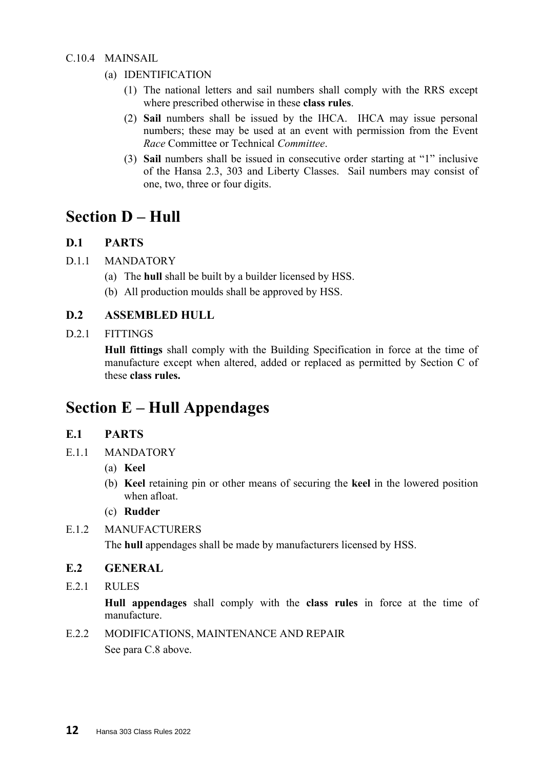C.10.4 MAINSAIL

(a) IDENTIFICATION

(1) The national letters and sail numbers shall comply with the RRS except where prescribed otherwise in these **class rules**.

(2) **Sail** numbers shall be issued by the IHCA. IHCA may issue personal numbers; these may be used at an event with permission from the Event *Race* Committee or Technical *Committee*.

(3) **Sail** numbers shall be issued in consecutive order starting at "1" inclusive of the Hansa 2.3, 303 and Liberty Classes. Sail numbers may consist of one, two, three or four digits.

# Section D – Hull

## D.1 PARTS

D.1.1 MANDATORY

(a) The **hull** shall be built by a builder licensed by HSS.

(b) All production moulds shall be approved by HSS.

## D.2 ASSEMBLED HULL

D.2.1 FITTINGS

**Hull fittings** shall comply with the Building Specification in force at the time of manufacture except when altered, added or replaced as permitted by Section C of these **class rules.**

# Section E – Hull Appendages

## E.1 PARTS

E.1.1 MANDATORY

(a) **Keel**

(b) **Keel** retaining pin or other means of securing the **keel** in the lowered position when afloat.

(c) **Rudder**

E.1.2 MANUFACTURERS

The **hull** appendages shall be made by manufacturers licensed by HSS.

## E.2 GENERAL

E.2.1 RULES

**Hull appendages** shall comply with the **class rules** in force at the time of manufacture.

E.2.2 MODIFICATIONS, MAINTENANCE AND REPAIR

See para C.8 above.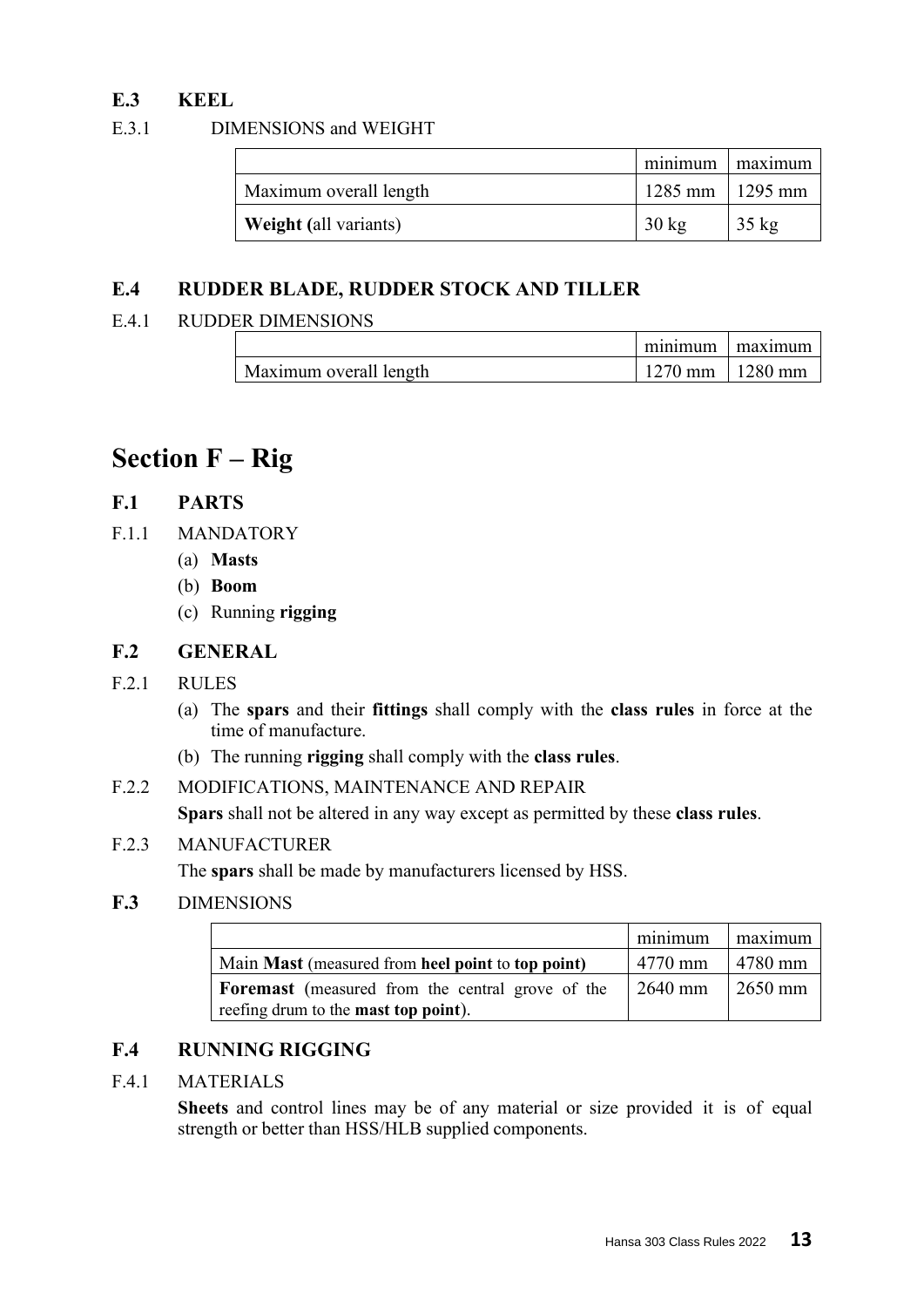### E.3 KEEL

E.3.1 DIMENSIONS and WEIGHT

| | minimum | maximum |
|---|---|---|
| Maximum overall length | 1285 mm | 1295 mm |
| **Weight (**all variants) | 30 kg | 35 kg |

### E.4 RUDDER BLADE, RUDDER STOCK AND TILLER

E.4.1 RUDDER DIMENSIONS

| | minimum | maximum |
|---|---|---|
| Maximum overall length | 1270 mm | 1280 mm |

# Section F – Rig

### F.1 PARTS

F.1.1 MANDATORY

(a) **Masts**

(b) **Boom**

(c) Running **rigging**

### F.2 GENERAL

F.2.1 RULES

(a) The **spars** and their **fittings** shall comply with the **class rules** in force at the time of manufacture.

(b) The running **rigging** shall comply with the **class rules**.

F.2.2 MODIFICATIONS, MAINTENANCE AND REPAIR

**Spars** shall not be altered in any way except as permitted by these **class rules**.

F.2.3 MANUFACTURER

The **spars** shall be made by manufacturers licensed by HSS.

**F.3** DIMENSIONS

| | minimum | maximum |
|---|---|---|
| Main **Mast** (measured from **heel point** to **top point)** | 4770 mm | 4780 mm |
| **Foremast** (measured from the central grove of the reefing drum to the **mast top point**). | 2640 mm | 2650 mm |

### F.4 RUNNING RIGGING

F.4.1 MATERIALS

**Sheets** and control lines may be of any material or size provided it is of equal strength or better than HSS/HLB supplied components.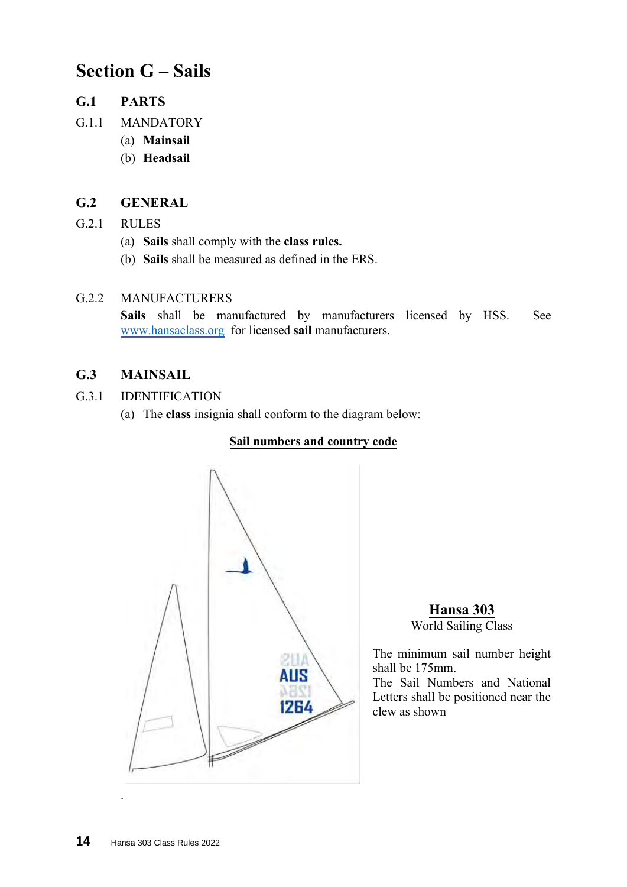# Section G – Sails

## G.1 PARTS

G.1.1 MANDATORY

(a) **Mainsail**

(b) **Headsail**

## G.2 GENERAL

G.2.1 RULES

(a) **Sails** shall comply with the **class rules.**

(b) **Sails** shall be measured as defined in the ERS.

G.2.2 MANUFACTURERS

**Sails** shall be manufactured by manufacturers licensed by HSS. See www.hansaclass.org for licensed **sail** manufacturers.

## G.3 MAINSAIL

G.3.1 IDENTIFICATION

(a) The **class** insignia shall conform to the diagram below:

**Sail numbers and country code**

**Hansa 303**
World Sailing Class

The minimum sail number height shall be 175mm.
The Sail Numbers and National Letters shall be positioned near the clew as shown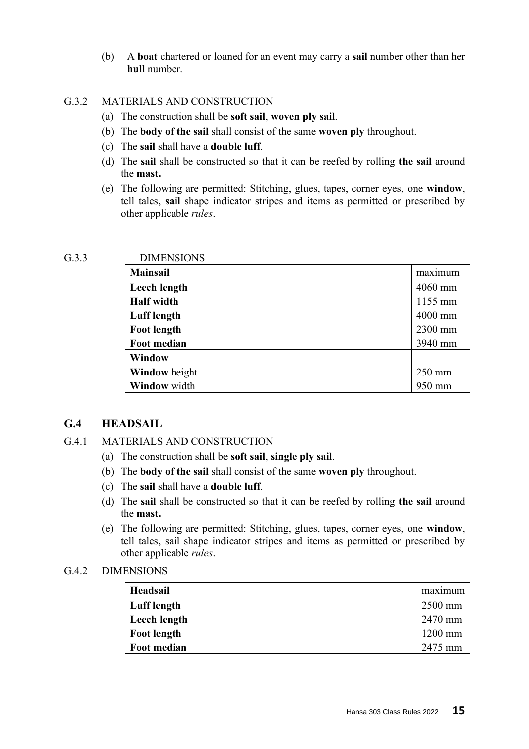(b) A **boat** chartered or loaned for an event may carry a **sail** number other than her **hull** number.

G.3.2 MATERIALS AND CONSTRUCTION

(a) The construction shall be **soft sail**, **woven ply sail**.

(b) The **body of the sail** shall consist of the same **woven ply** throughout.

(c) The **sail** shall have a **double luff**.

(d) The **sail** shall be constructed so that it can be reefed by rolling **the sail** around the **mast.**

(e) The following are permitted: Stitching, glues, tapes, corner eyes, one **window**, tell tales, **sail** shape indicator stripes and items as permitted or prescribed by other applicable *rules*.

G.3.3 DIMENSIONS

| **Mainsail** | maximum |
|---|---|
| **Leech length** | 4060 mm |
| **Half width** | 1155 mm |
| **Luff length** | 4000 mm |
| **Foot length** | 2300 mm |
| **Foot median** | 3940 mm |
| **Window** | |
| **Window** height | 250 mm |
| **Window** width | 950 mm |

## G.4 HEADSAIL

G.4.1 MATERIALS AND CONSTRUCTION

(a) The construction shall be **soft sail**, **single ply sail**.

(b) The **body of the sail** shall consist of the same **woven ply** throughout.

(c) The **sail** shall have a **double luff**.

(d) The **sail** shall be constructed so that it can be reefed by rolling **the sail** around the **mast.**

(e) The following are permitted: Stitching, glues, tapes, corner eyes, one **window**, tell tales, sail shape indicator stripes and items as permitted or prescribed by other applicable *rules*.

G.4.2 DIMENSIONS

| **Headsail** | maximum |
|---|---|
| **Luff length** | 2500 mm |
| **Leech length** | 2470 mm |
| **Foot length** | 1200 mm |
| **Foot median** | 2475 mm |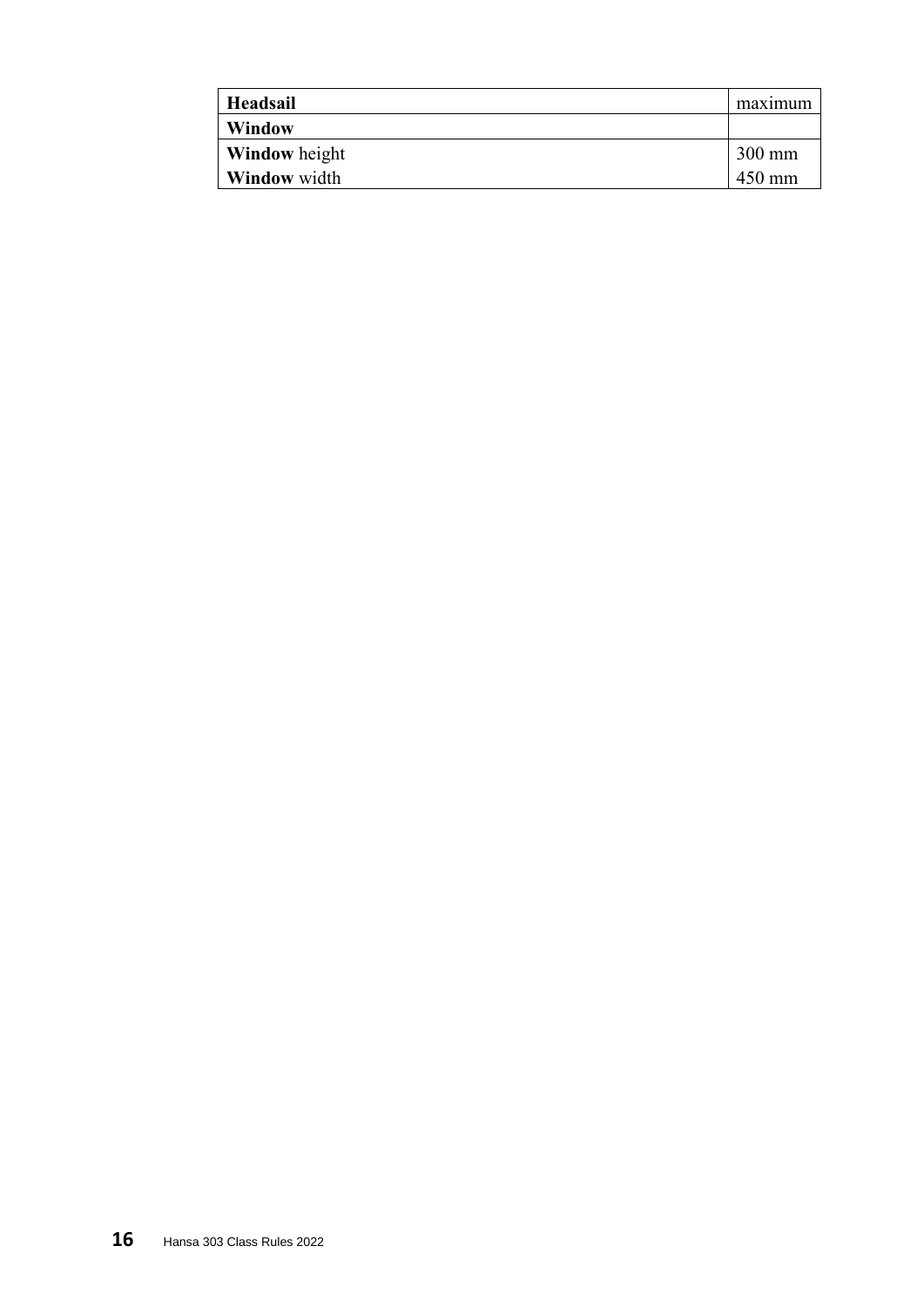| **Headsail** | maximum |
| --- | --- |
| **Window** | |
| **Window** height | 300 mm |
| **Window** width | 450 mm |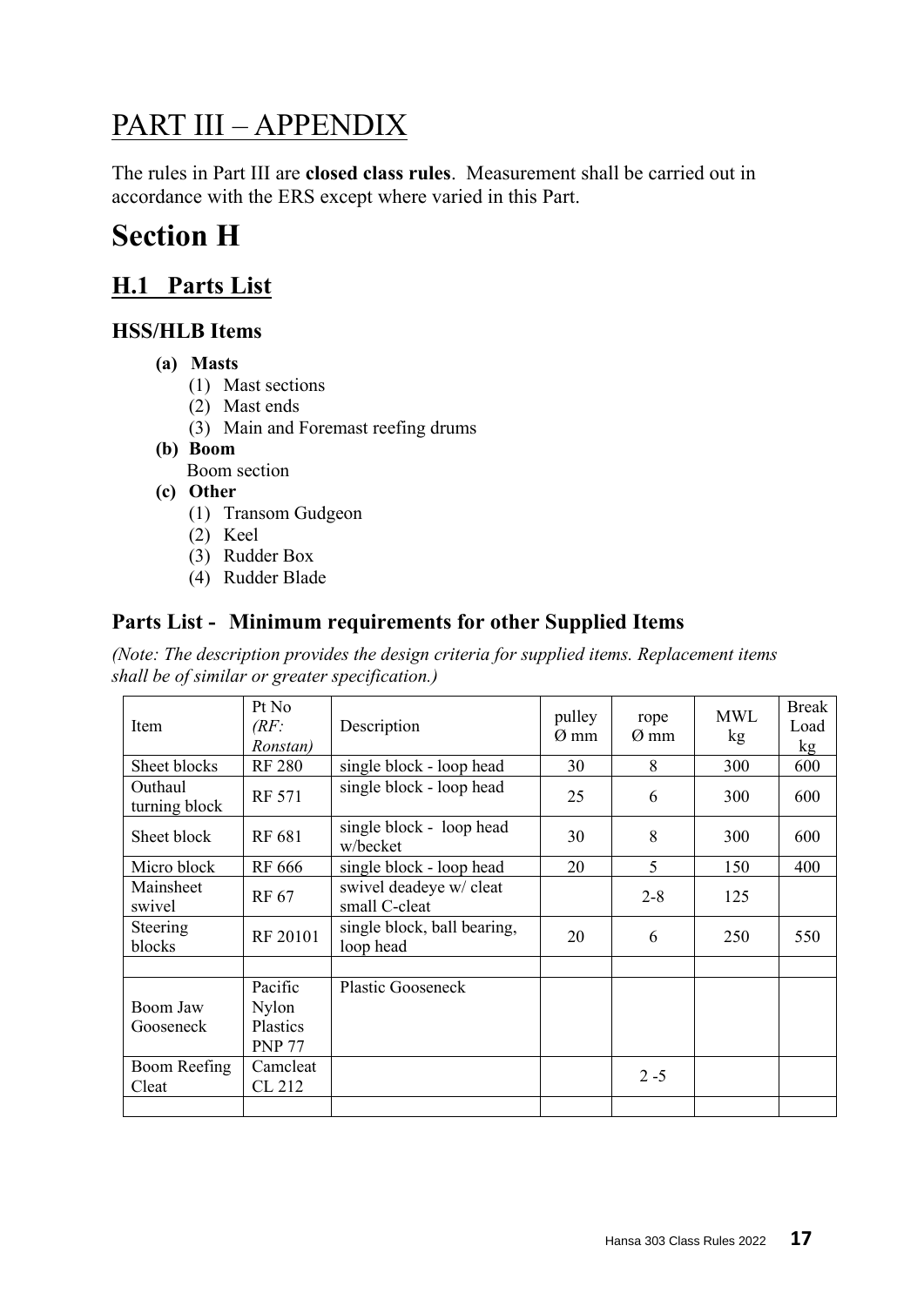# PART III – APPENDIX

The rules in Part III are **closed class rules**. Measurement shall be carried out in accordance with the ERS except where varied in this Part.

# Section H

## H.1 Parts List

### HSS/HLB Items

- **(a) Masts**
  - (1) Mast sections
  - (2) Mast ends
  - (3) Main and Foremast reefing drums
- **(b) Boom**
  - Boom section
- **(c) Other**
  - (1) Transom Gudgeon
  - (2) Keel
  - (3) Rudder Box
  - (4) Rudder Blade

### Parts List - Minimum requirements for other Supplied Items

*(Note: The description provides the design criteria for supplied items. Replacement items shall be of similar or greater specification.)*

| Item | Pt No *(RF: Ronstan)* | Description | pulley Ø mm | rope Ø mm | MWL kg | Break Load kg |
|---|---|---|---|---|---|---|
| Sheet blocks | RF 280 | single block - loop head | 30 | 8 | 300 | 600 |
| Outhaul turning block | RF 571 | single block - loop head | 25 | 6 | 300 | 600 |
| Sheet block | RF 681 | single block - loop head w/becket | 30 | 8 | 300 | 600 |
| Micro block | RF 666 | single block - loop head | 20 | 5 | 150 | 400 |
| Mainsheet swivel | RF 67 | swivel deadeye w/ cleat small C-cleat | | 2-8 | 125 | |
| Steering blocks | RF 20101 | single block, ball bearing, loop head | 20 | 6 | 250 | 550 |
| | | | | | | |
| Boom Jaw Gooseneck | Pacific Nylon Plastics PNP 77 | Plastic Gooseneck | | | | |
| Boom Reefing Cleat | Camcleat CL 212 | | | 2 -5 | | |
| | | | | | | |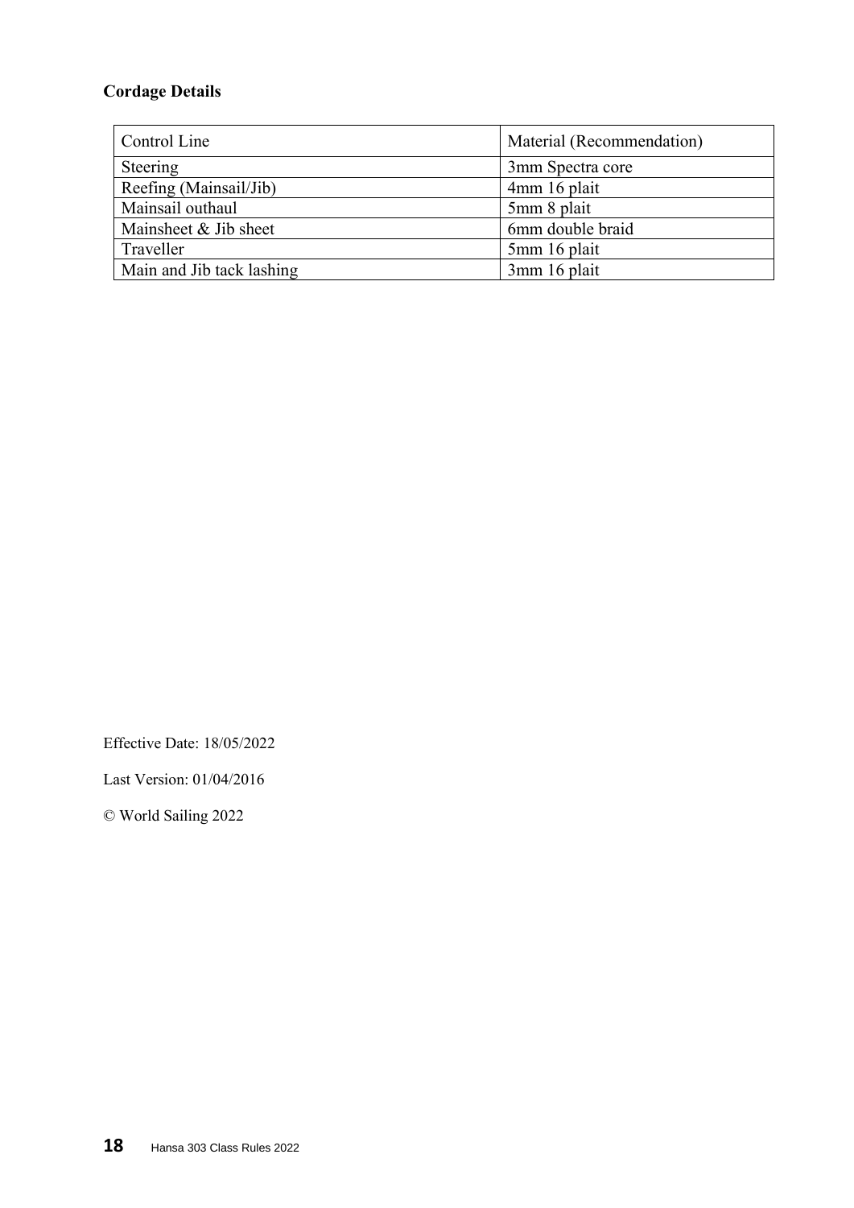**Cordage Details**

| Control Line | Material (Recommendation) |
|---|---|
| Steering | 3mm Spectra core |
| Reefing (Mainsail/Jib) | 4mm 16 plait |
| Mainsail outhaul | 5mm 8 plait |
| Mainsheet & Jib sheet | 6mm double braid |
| Traveller | 5mm 16 plait |
| Main and Jib tack lashing | 3mm 16 plait |

Effective Date: 18/05/2022

Last Version: 01/04/2016

© World Sailing 2022